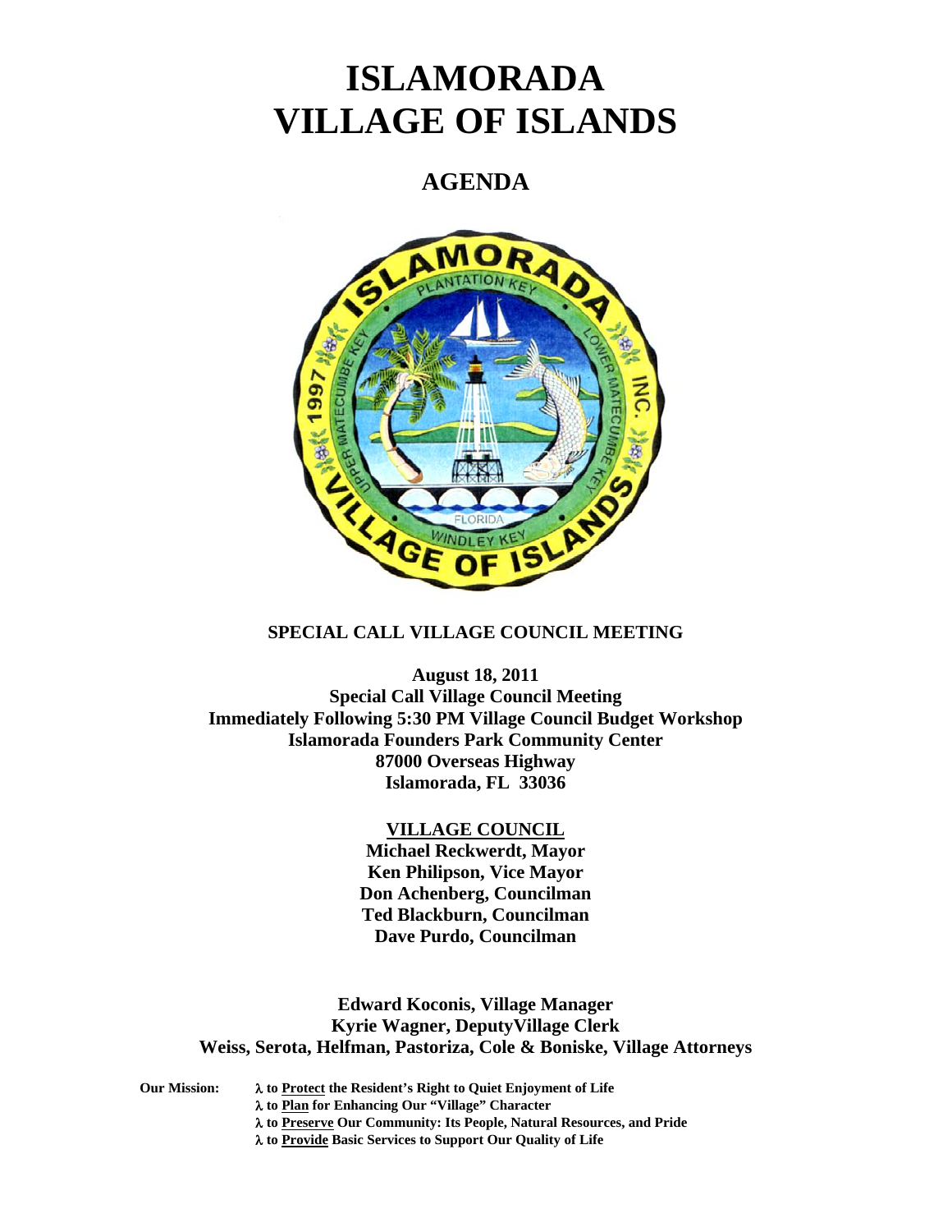# ISLAMORADA
# VILLAGE OF ISLANDS

## AGENDA

**SPECIAL CALL VILLAGE COUNCIL MEETING**

**August 18, 2011**
**Special Call Village Council Meeting**
**Immediately Following 5:30 PM Village Council Budget Workshop**
**Islamorada Founders Park Community Center**
**87000 Overseas Highway**
**Islamorada, FL 33036**

**VILLAGE COUNCIL**
**Michael Reckwerdt, Mayor**
**Ken Philipson, Vice Mayor**
**Don Achenberg, Councilman**
**Ted Blackburn, Councilman**
**Dave Purdo, Councilman**

**Edward Koconis, Village Manager**
**Kyrie Wagner, DeputyVillage Clerk**
**Weiss, Serota, Helfman, Pastoriza, Cole & Boniske, Village Attorneys**

**Our Mission:**
- **λ to Protect the Resident's Right to Quiet Enjoyment of Life**
- **λ to Plan for Enhancing Our "Village" Character**
- **λ to Preserve Our Community: Its People, Natural Resources, and Pride**
- **λ to Provide Basic Services to Support Our Quality of Life**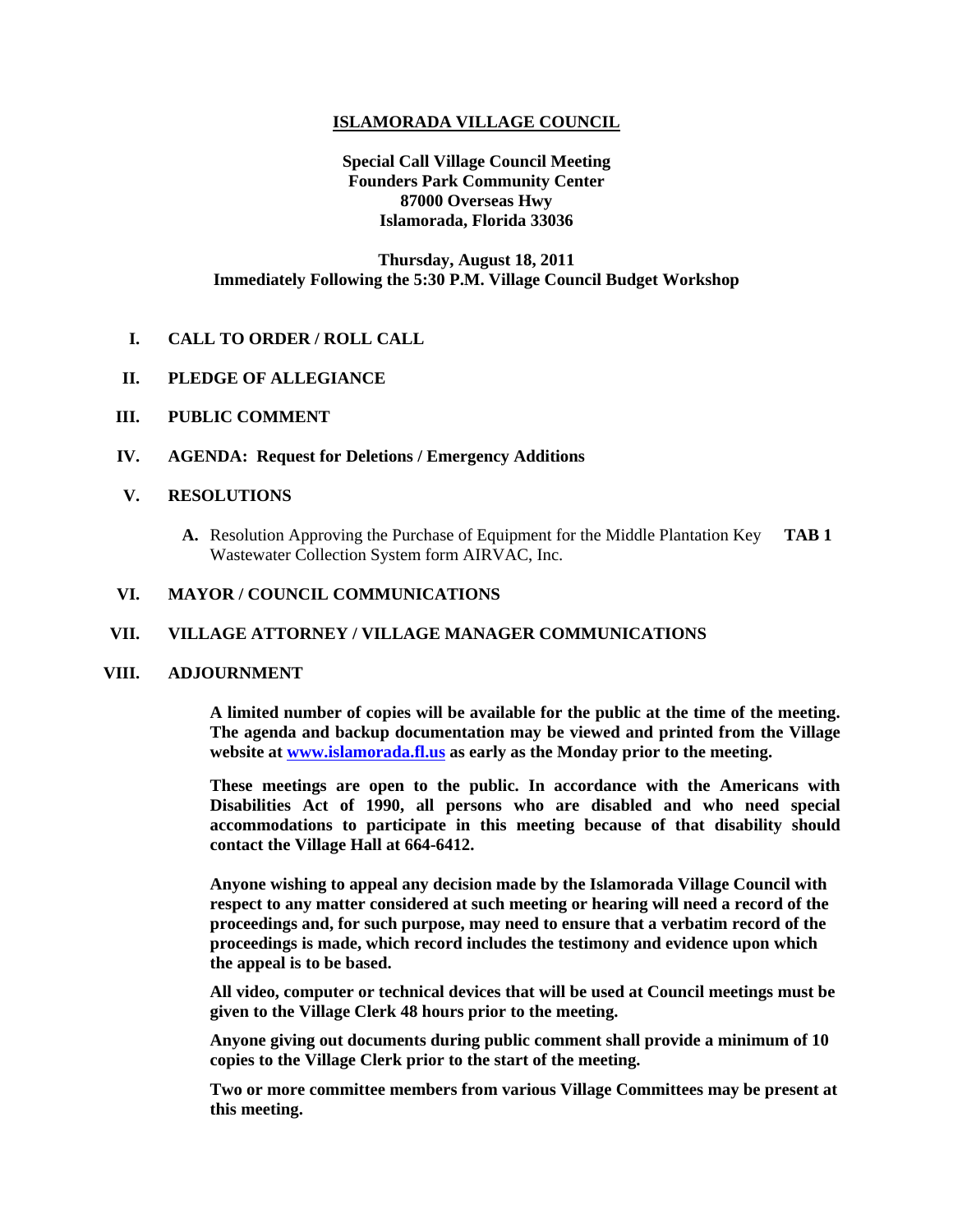# ISLAMORADA VILLAGE COUNCIL

**Special Call Village Council Meeting**
**Founders Park Community Center**
**87000 Overseas Hwy**
**Islamorada, Florida 33036**

**Thursday, August 18, 2011**
**Immediately Following the 5:30 P.M. Village Council Budget Workshop**

**I. CALL TO ORDER / ROLL CALL**

**II. PLEDGE OF ALLEGIANCE**

**III. PUBLIC COMMENT**

**IV. AGENDA: Request for Deletions / Emergency Additions**

**V. RESOLUTIONS**

**A.** Resolution Approving the Purchase of Equipment for the Middle Plantation Key Wastewater Collection System form AIRVAC, Inc. **TAB 1**

**VI. MAYOR / COUNCIL COMMUNICATIONS**

**VII. VILLAGE ATTORNEY / VILLAGE MANAGER COMMUNICATIONS**

**VIII. ADJOURNMENT**

**A limited number of copies will be available for the public at the time of the meeting. The agenda and backup documentation may be viewed and printed from the Village website at www.islamorada.fl.us as early as the Monday prior to the meeting.**

**These meetings are open to the public. In accordance with the Americans with Disabilities Act of 1990, all persons who are disabled and who need special accommodations to participate in this meeting because of that disability should contact the Village Hall at 664-6412.**

**Anyone wishing to appeal any decision made by the Islamorada Village Council with respect to any matter considered at such meeting or hearing will need a record of the proceedings and, for such purpose, may need to ensure that a verbatim record of the proceedings is made, which record includes the testimony and evidence upon which the appeal is to be based.**

**All video, computer or technical devices that will be used at Council meetings must be given to the Village Clerk 48 hours prior to the meeting.**

**Anyone giving out documents during public comment shall provide a minimum of 10 copies to the Village Clerk prior to the start of the meeting.**

**Two or more committee members from various Village Committees may be present at this meeting.**